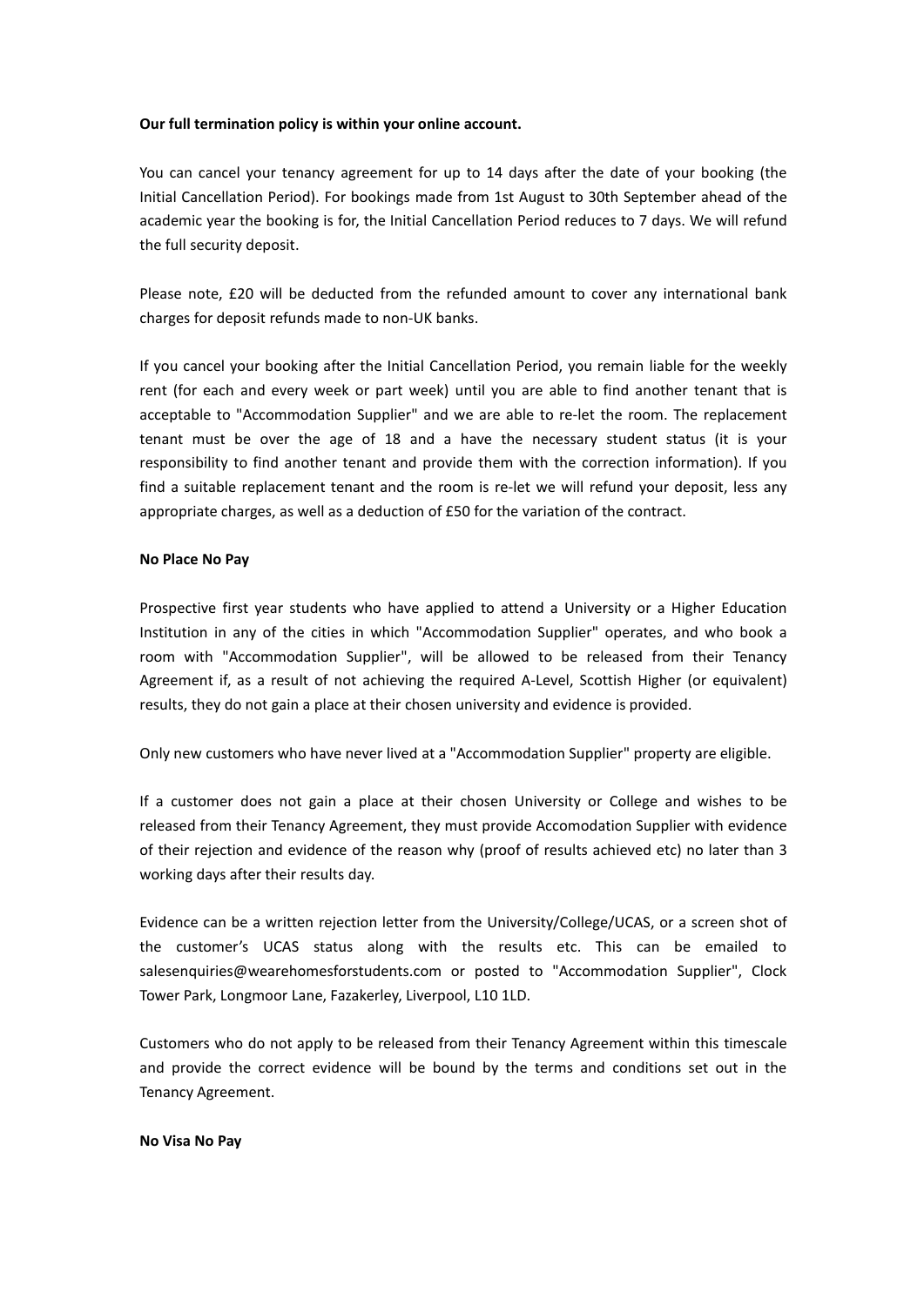**Our full termination policy is within your online account.**

You can cancel your tenancy agreement for up to 14 days after the date of your booking (the Initial Cancellation Period). For bookings made from 1st August to 30th September ahead of the academic year the booking is for, the Initial Cancellation Period reduces to 7 days. We will refund the full security deposit.

Please note, £20 will be deducted from the refunded amount to cover any international bank charges for deposit refunds made to non-UK banks.

If you cancel your booking after the Initial Cancellation Period, you remain liable for the weekly rent (for each and every week or part week) until you are able to find another tenant that is acceptable to "Accommodation Supplier" and we are able to re-let the room. The replacement tenant must be over the age of 18 and a have the necessary student status (it is your responsibility to find another tenant and provide them with the correction information). If you find a suitable replacement tenant and the room is re-let we will refund your deposit, less any appropriate charges, as well as a deduction of £50 for the variation of the contract.

**No Place No Pay**

Prospective first year students who have applied to attend a University or a Higher Education Institution in any of the cities in which "Accommodation Supplier" operates, and who book a room with "Accommodation Supplier", will be allowed to be released from their Tenancy Agreement if, as a result of not achieving the required A-Level, Scottish Higher (or equivalent) results, they do not gain a place at their chosen university and evidence is provided.

Only new customers who have never lived at a "Accommodation Supplier" property are eligible.

If a customer does not gain a place at their chosen University or College and wishes to be released from their Tenancy Agreement, they must provide Accomodation Supplier with evidence of their rejection and evidence of the reason why (proof of results achieved etc) no later than 3 working days after their results day.

Evidence can be a written rejection letter from the University/College/UCAS, or a screen shot of the customer's UCAS status along with the results etc. This can be emailed to salesenquiries@wearehomesforstudents.com or posted to "Accommodation Supplier", Clock Tower Park, Longmoor Lane, Fazakerley, Liverpool, L10 1LD.

Customers who do not apply to be released from their Tenancy Agreement within this timescale and provide the correct evidence will be bound by the terms and conditions set out in the Tenancy Agreement.

**No Visa No Pay**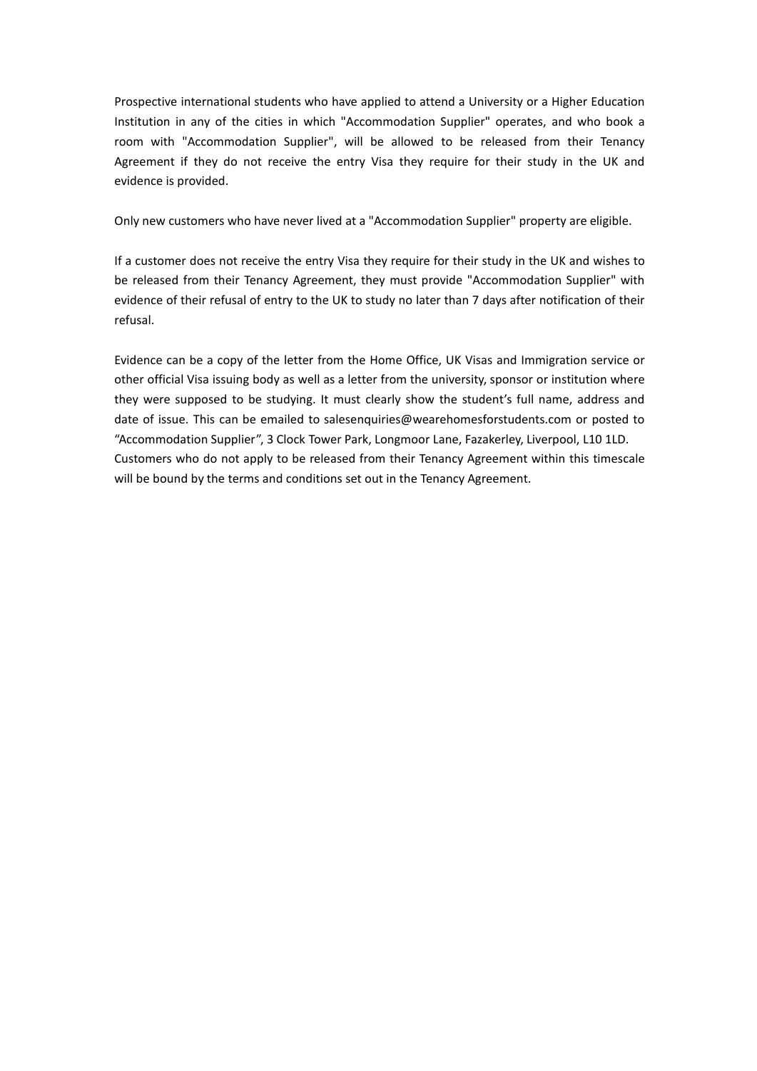Prospective international students who have applied to attend a University or a Higher Education Institution in any of the cities in which "Accommodation Supplier" operates, and who book a room with "Accommodation Supplier", will be allowed to be released from their Tenancy Agreement if they do not receive the entry Visa they require for their study in the UK and evidence is provided.

Only new customers who have never lived at a "Accommodation Supplier" property are eligible.

If a customer does not receive the entry Visa they require for their study in the UK and wishes to be released from their Tenancy Agreement, they must provide "Accommodation Supplier" with evidence of their refusal of entry to the UK to study no later than 7 days after notification of their refusal.

Evidence can be a copy of the letter from the Home Office, UK Visas and Immigration service or other official Visa issuing body as well as a letter from the university, sponsor or institution where they were supposed to be studying. It must clearly show the student's full name, address and date of issue. This can be emailed to salesenquiries@wearehomesforstudents.com or posted to "Accommodation Supplier", 3 Clock Tower Park, Longmoor Lane, Fazakerley, Liverpool, L10 1LD. Customers who do not apply to be released from their Tenancy Agreement within this timescale will be bound by the terms and conditions set out in the Tenancy Agreement.